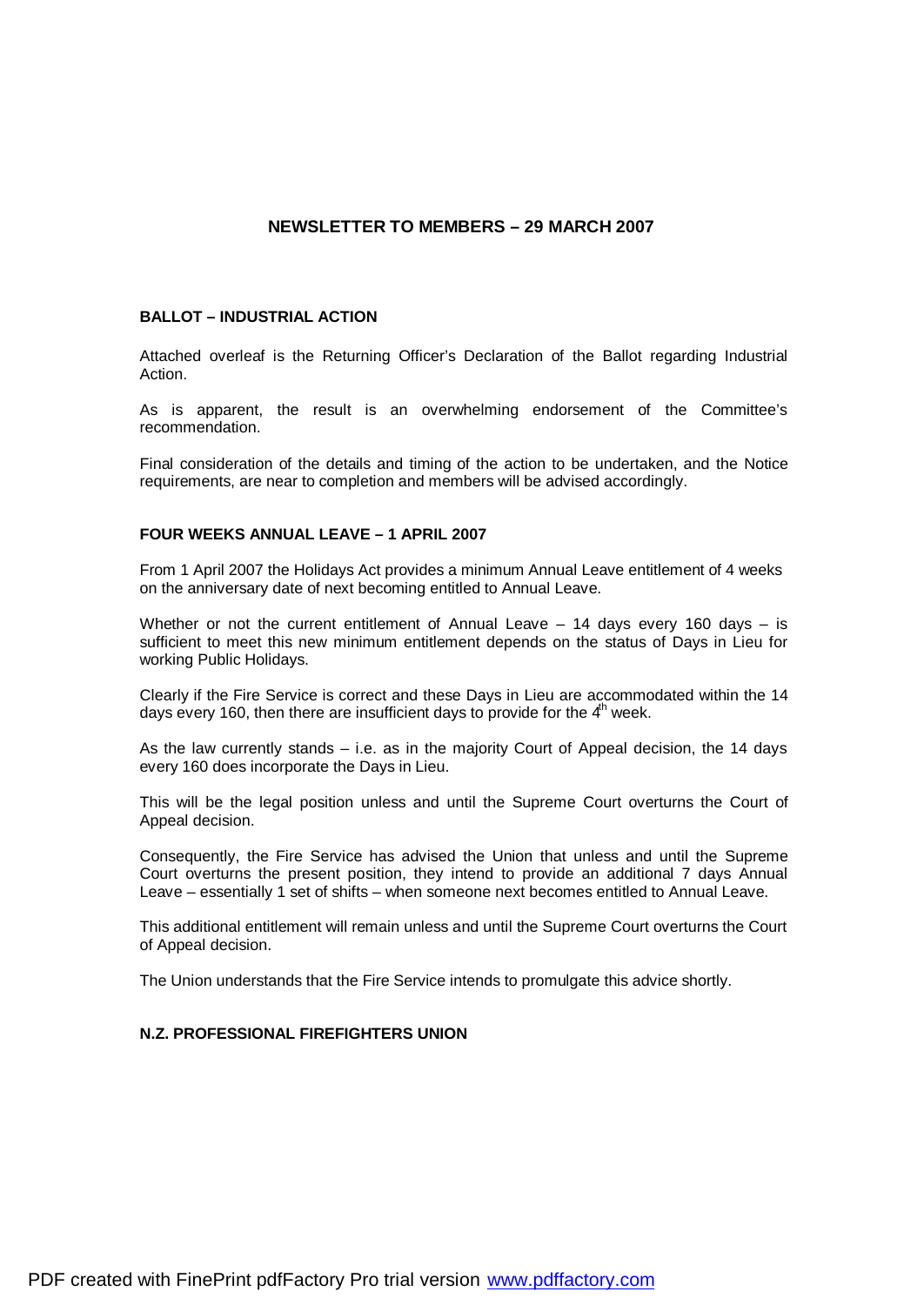# NEWSLETTER TO MEMBERS – 29 MARCH 2007

## BALLOT – INDUSTRIAL ACTION

Attached overleaf is the Returning Officer's Declaration of the Ballot regarding Industrial Action.

As is apparent, the result is an overwhelming endorsement of the Committee's recommendation.

Final consideration of the details and timing of the action to be undertaken, and the Notice requirements, are near to completion and members will be advised accordingly.

## FOUR WEEKS ANNUAL LEAVE – 1 APRIL 2007

From 1 April 2007 the Holidays Act provides a minimum Annual Leave entitlement of 4 weeks on the anniversary date of next becoming entitled to Annual Leave.

Whether or not the current entitlement of Annual Leave – 14 days every 160 days – is sufficient to meet this new minimum entitlement depends on the status of Days in Lieu for working Public Holidays.

Clearly if the Fire Service is correct and these Days in Lieu are accommodated within the 14 days every 160, then there are insufficient days to provide for the 4th week.

As the law currently stands – i.e. as in the majority Court of Appeal decision, the 14 days every 160 does incorporate the Days in Lieu.

This will be the legal position unless and until the Supreme Court overturns the Court of Appeal decision.

Consequently, the Fire Service has advised the Union that unless and until the Supreme Court overturns the present position, they intend to provide an additional 7 days Annual Leave – essentially 1 set of shifts – when someone next becomes entitled to Annual Leave.

This additional entitlement will remain unless and until the Supreme Court overturns the Court of Appeal decision.

The Union understands that the Fire Service intends to promulgate this advice shortly.

**N.Z. PROFESSIONAL FIREFIGHTERS UNION**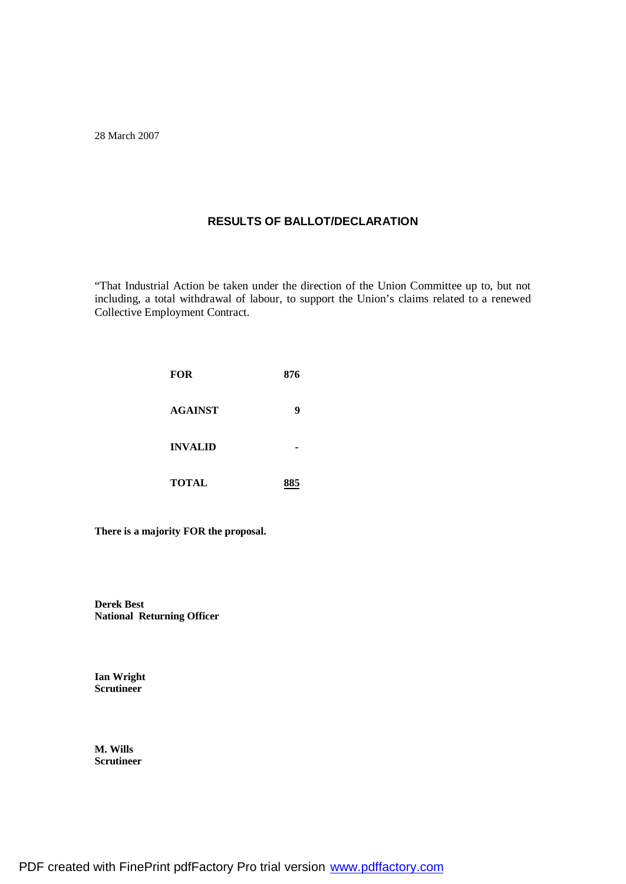28 March 2007

## RESULTS OF BALLOT/DECLARATION

"That Industrial Action be taken under the direction of the Union Committee up to, but not including, a total withdrawal of labour, to support the Union's claims related to a renewed Collective Employment Contract.

| | |
|---|---|
| **FOR** | **876** |
| **AGAINST** | **9** |
| **INVALID** | **-** |
| **TOTAL** | **885** |

**There is a majority FOR the proposal.**

**Derek Best**
**National Returning Officer**

**Ian Wright**
**Scrutineer**

**M. Wills**
**Scrutineer**